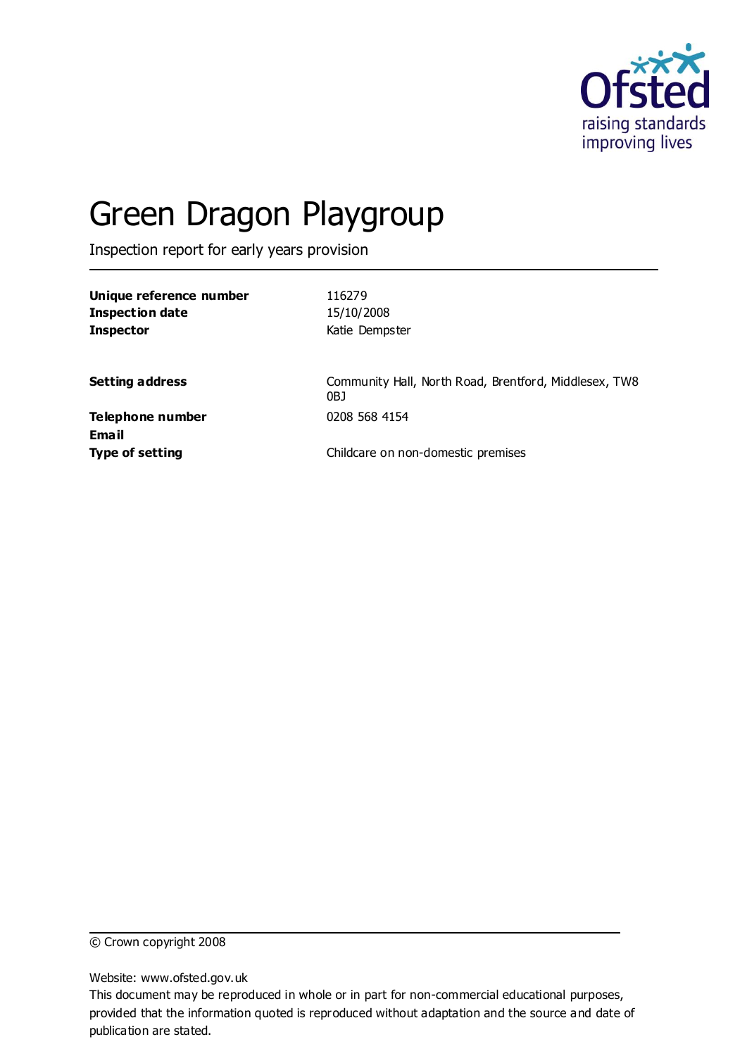# Green Dragon Playgroup

Inspection report for early years provision

| | |
|---|---|
| **Unique reference number** | 116279 |
| **Inspection date** | 15/10/2008 |
| **Inspector** | Katie Dempster |
| | |
| **Setting address** | Community Hall, North Road, Brentford, Middlesex, TW8 0BJ |
| **Telephone number** | 0208 568 4154 |
| **Email** | |
| **Type of setting** | Childcare on non-domestic premises |

© Crown copyright 2008

Website: www.ofsted.gov.uk

This document may be reproduced in whole or in part for non-commercial educational purposes, provided that the information quoted is reproduced without adaptation and the source and date of publication are stated.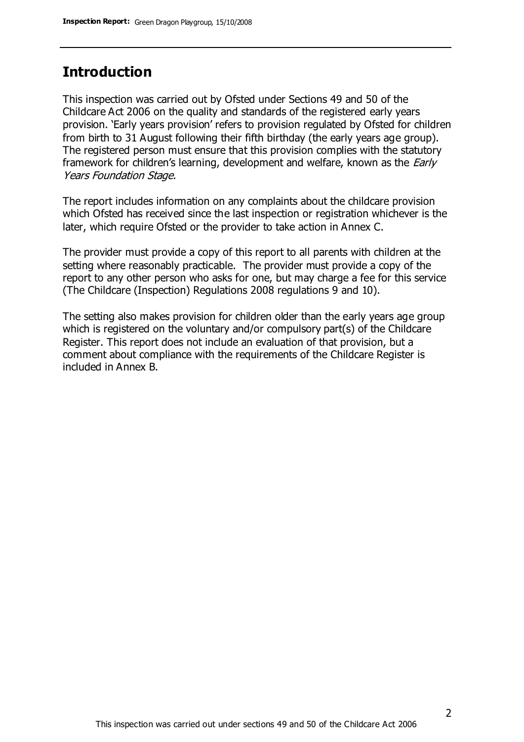## Introduction

This inspection was carried out by Ofsted under Sections 49 and 50 of the Childcare Act 2006 on the quality and standards of the registered early years provision. 'Early years provision' refers to provision regulated by Ofsted for children from birth to 31 August following their fifth birthday (the early years age group). The registered person must ensure that this provision complies with the statutory framework for children's learning, development and welfare, known as the *Early Years Foundation Stage.*

The report includes information on any complaints about the childcare provision which Ofsted has received since the last inspection or registration whichever is the later, which require Ofsted or the provider to take action in Annex C.

The provider must provide a copy of this report to all parents with children at the setting where reasonably practicable. The provider must provide a copy of the report to any other person who asks for one, but may charge a fee for this service (The Childcare (Inspection) Regulations 2008 regulations 9 and 10).

The setting also makes provision for children older than the early years age group which is registered on the voluntary and/or compulsory part(s) of the Childcare Register. This report does not include an evaluation of that provision, but a comment about compliance with the requirements of the Childcare Register is included in Annex B.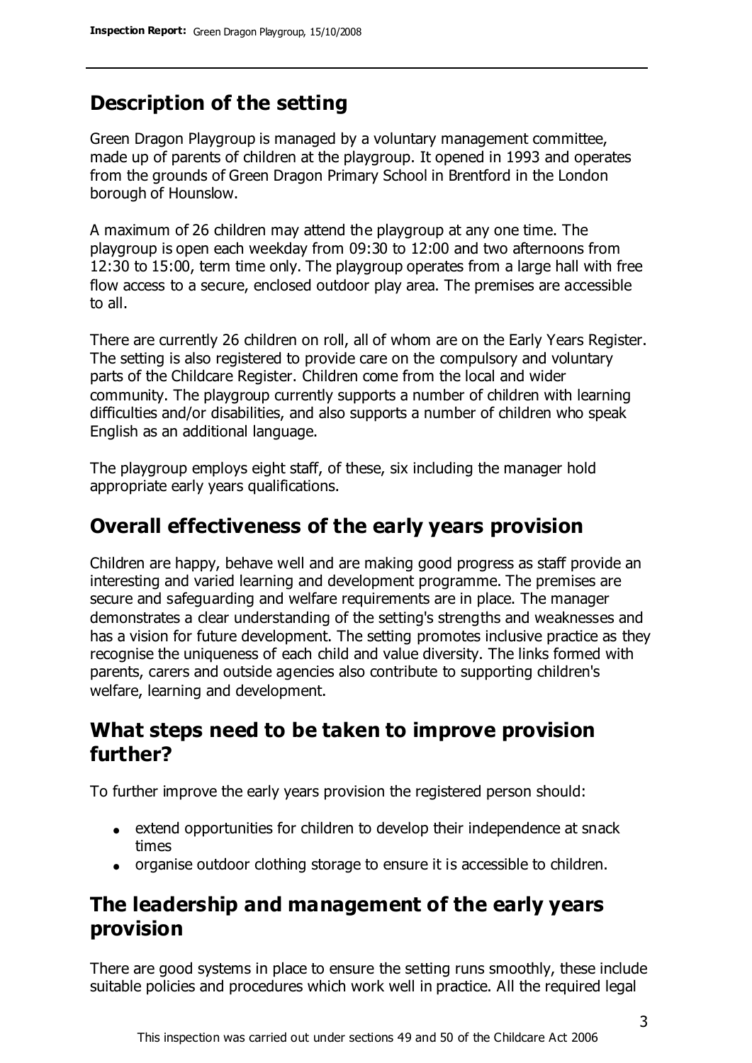## Description of the setting

Green Dragon Playgroup is managed by a voluntary management committee, made up of parents of children at the playgroup. It opened in 1993 and operates from the grounds of Green Dragon Primary School in Brentford in the London borough of Hounslow.

A maximum of 26 children may attend the playgroup at any one time. The playgroup is open each weekday from 09:30 to 12:00 and two afternoons from 12:30 to 15:00, term time only. The playgroup operates from a large hall with free flow access to a secure, enclosed outdoor play area. The premises are accessible to all.

There are currently 26 children on roll, all of whom are on the Early Years Register. The setting is also registered to provide care on the compulsory and voluntary parts of the Childcare Register. Children come from the local and wider community. The playgroup currently supports a number of children with learning difficulties and/or disabilities, and also supports a number of children who speak English as an additional language.

The playgroup employs eight staff, of these, six including the manager hold appropriate early years qualifications.

## Overall effectiveness of the early years provision

Children are happy, behave well and are making good progress as staff provide an interesting and varied learning and development programme. The premises are secure and safeguarding and welfare requirements are in place. The manager demonstrates a clear understanding of the setting's strengths and weaknesses and has a vision for future development. The setting promotes inclusive practice as they recognise the uniqueness of each child and value diversity. The links formed with parents, carers and outside agencies also contribute to supporting children's welfare, learning and development.

## What steps need to be taken to improve provision further?

To further improve the early years provision the registered person should:

- extend opportunities for children to develop their independence at snack times
- organise outdoor clothing storage to ensure it is accessible to children.

## The leadership and management of the early years provision

There are good systems in place to ensure the setting runs smoothly, these include suitable policies and procedures which work well in practice. All the required legal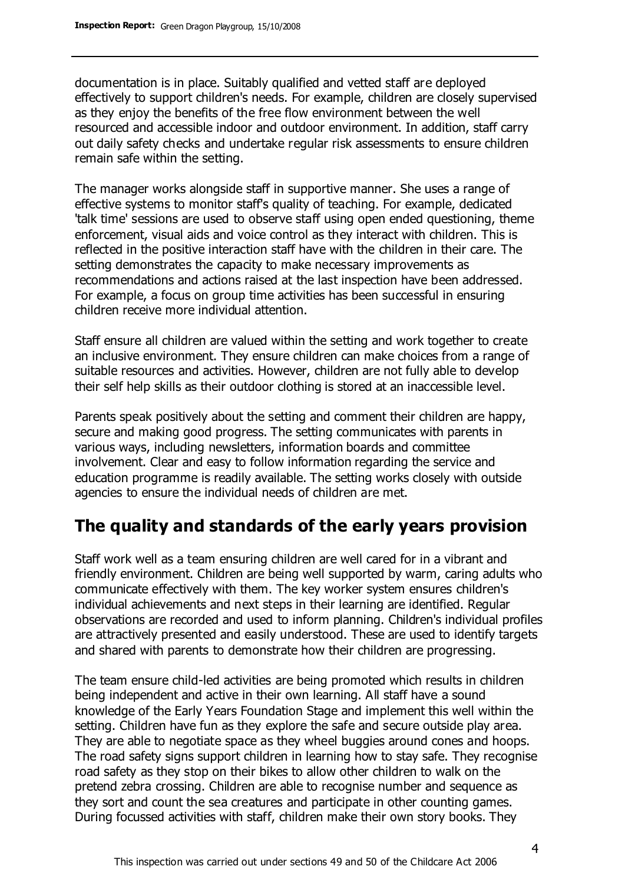documentation is in place. Suitably qualified and vetted staff are deployed effectively to support children's needs. For example, children are closely supervised as they enjoy the benefits of the free flow environment between the well resourced and accessible indoor and outdoor environment. In addition, staff carry out daily safety checks and undertake regular risk assessments to ensure children remain safe within the setting.

The manager works alongside staff in supportive manner. She uses a range of effective systems to monitor staff's quality of teaching. For example, dedicated 'talk time' sessions are used to observe staff using open ended questioning, theme enforcement, visual aids and voice control as they interact with children. This is reflected in the positive interaction staff have with the children in their care. The setting demonstrates the capacity to make necessary improvements as recommendations and actions raised at the last inspection have been addressed. For example, a focus on group time activities has been successful in ensuring children receive more individual attention.

Staff ensure all children are valued within the setting and work together to create an inclusive environment. They ensure children can make choices from a range of suitable resources and activities. However, children are not fully able to develop their self help skills as their outdoor clothing is stored at an inaccessible level.

Parents speak positively about the setting and comment their children are happy, secure and making good progress. The setting communicates with parents in various ways, including newsletters, information boards and committee involvement. Clear and easy to follow information regarding the service and education programme is readily available. The setting works closely with outside agencies to ensure the individual needs of children are met.

## The quality and standards of the early years provision

Staff work well as a team ensuring children are well cared for in a vibrant and friendly environment. Children are being well supported by warm, caring adults who communicate effectively with them. The key worker system ensures children's individual achievements and next steps in their learning are identified. Regular observations are recorded and used to inform planning. Children's individual profiles are attractively presented and easily understood. These are used to identify targets and shared with parents to demonstrate how their children are progressing.

The team ensure child-led activities are being promoted which results in children being independent and active in their own learning. All staff have a sound knowledge of the Early Years Foundation Stage and implement this well within the setting. Children have fun as they explore the safe and secure outside play area. They are able to negotiate space as they wheel buggies around cones and hoops. The road safety signs support children in learning how to stay safe. They recognise road safety as they stop on their bikes to allow other children to walk on the pretend zebra crossing. Children are able to recognise number and sequence as they sort and count the sea creatures and participate in other counting games. During focussed activities with staff, children make their own story books. They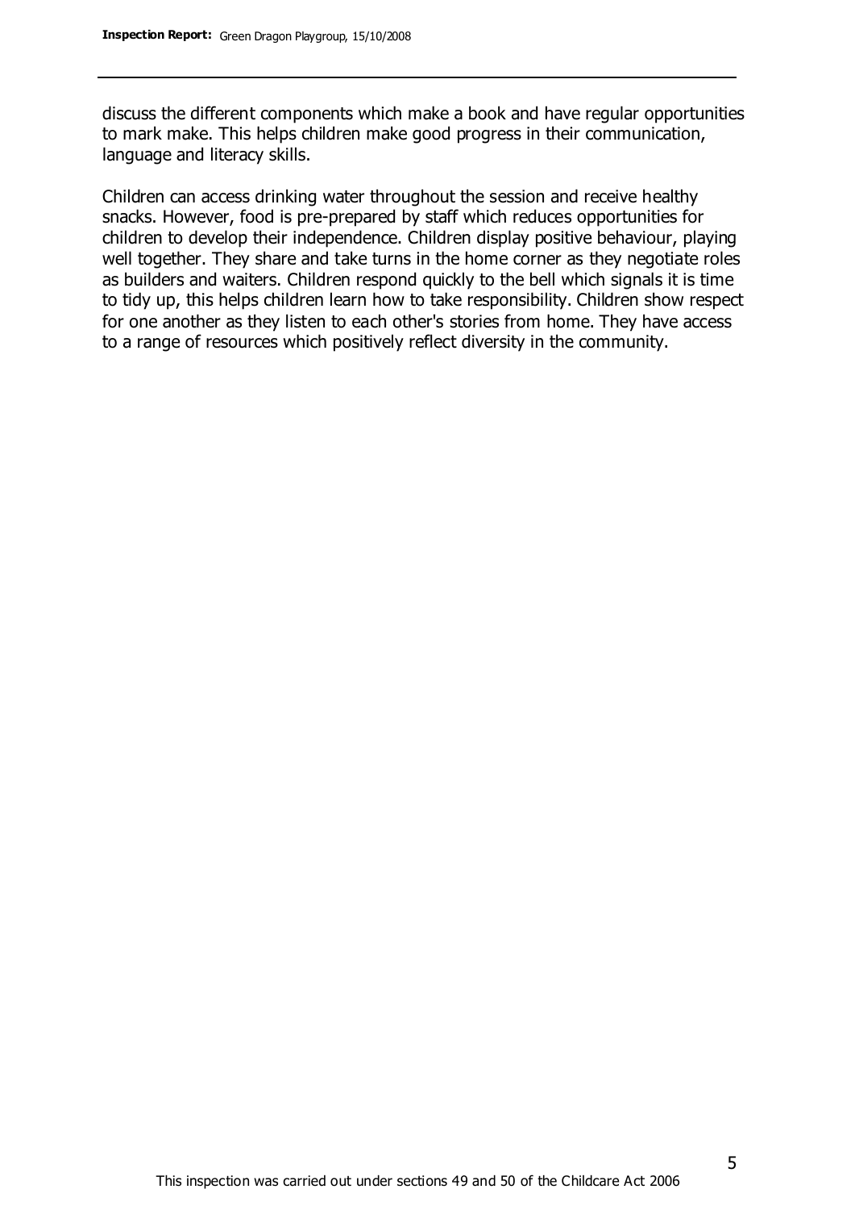discuss the different components which make a book and have regular opportunities to mark make. This helps children make good progress in their communication, language and literacy skills.

Children can access drinking water throughout the session and receive healthy snacks. However, food is pre-prepared by staff which reduces opportunities for children to develop their independence. Children display positive behaviour, playing well together. They share and take turns in the home corner as they negotiate roles as builders and waiters. Children respond quickly to the bell which signals it is time to tidy up, this helps children learn how to take responsibility. Children show respect for one another as they listen to each other's stories from home. They have access to a range of resources which positively reflect diversity in the community.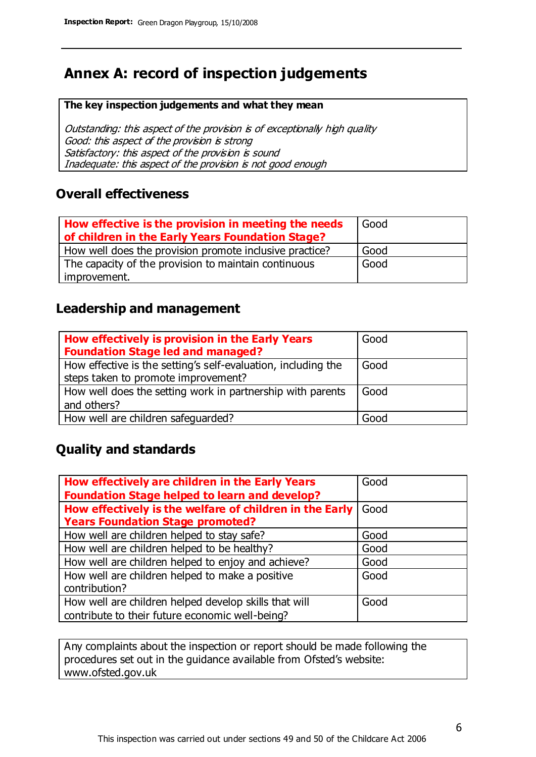# Annex A: record of inspection judgements

**The key inspection judgements and what they mean**

*Outstanding: this aspect of the provision is of exceptionally high quality*
*Good: this aspect of the provision is strong*
*Satisfactory: this aspect of the provision is sound*
*Inadequate: this aspect of the provision is not good enough*

## Overall effectiveness

| | |
|---|---|
| **How effective is the provision in meeting the needs of children in the Early Years Foundation Stage?** | Good |
| How well does the provision promote inclusive practice? | Good |
| The capacity of the provision to maintain continuous improvement. | Good |

## Leadership and management

| | |
|---|---|
| **How effectively is provision in the Early Years Foundation Stage led and managed?** | Good |
| How effective is the setting's self-evaluation, including the steps taken to promote improvement? | Good |
| How well does the setting work in partnership with parents and others? | Good |
| How well are children safeguarded? | Good |

## Quality and standards

| | |
|---|---|
| **How effectively are children in the Early Years Foundation Stage helped to learn and develop?** | Good |
| **How effectively is the welfare of children in the Early Years Foundation Stage promoted?** | Good |
| How well are children helped to stay safe? | Good |
| How well are children helped to be healthy? | Good |
| How well are children helped to enjoy and achieve? | Good |
| How well are children helped to make a positive contribution? | Good |
| How well are children helped develop skills that will contribute to their future economic well-being? | Good |

Any complaints about the inspection or report should be made following the procedures set out in the guidance available from Ofsted's website: www.ofsted.gov.uk

This inspection was carried out under sections 49 and 50 of the Childcare Act 2006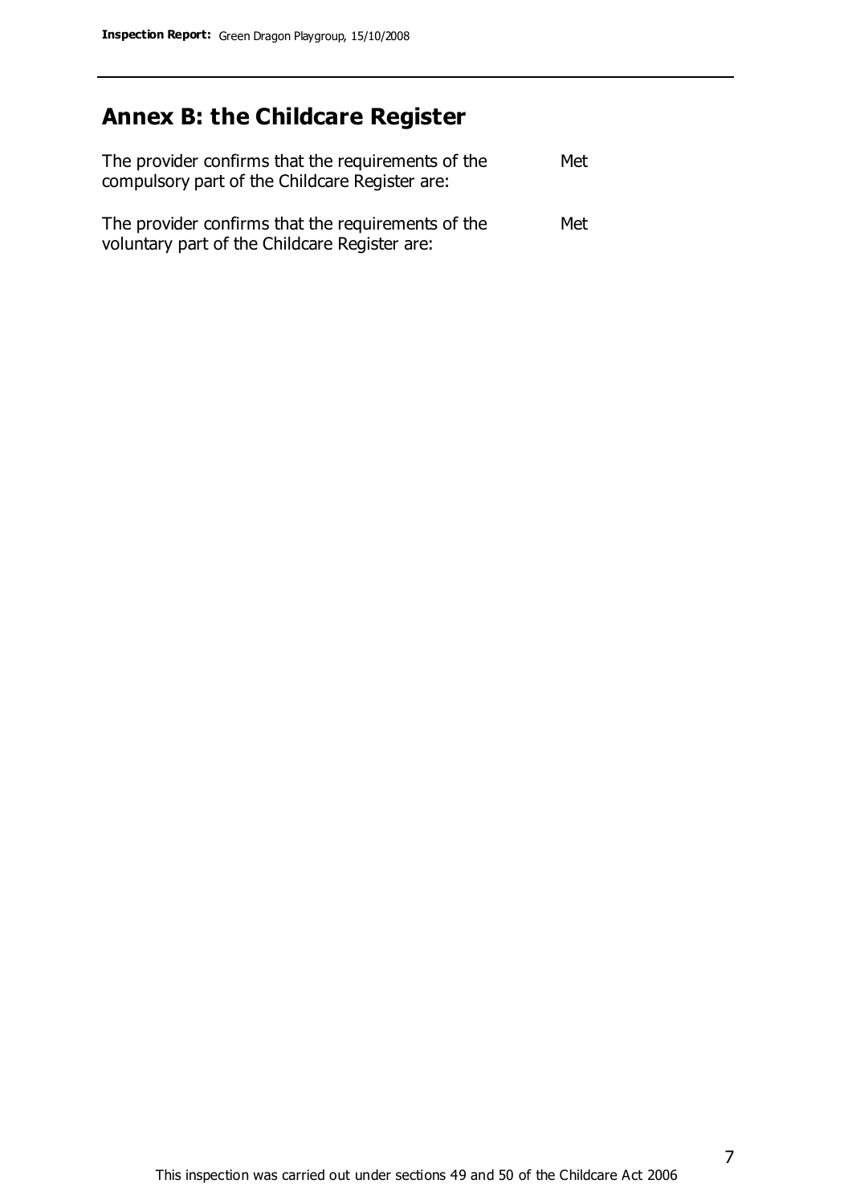## Annex B: the Childcare Register

| | |
|---|---|
| The provider confirms that the requirements of the compulsory part of the Childcare Register are: | Met |
| The provider confirms that the requirements of the voluntary part of the Childcare Register are: | Met |

This inspection was carried out under sections 49 and 50 of the Childcare Act 2006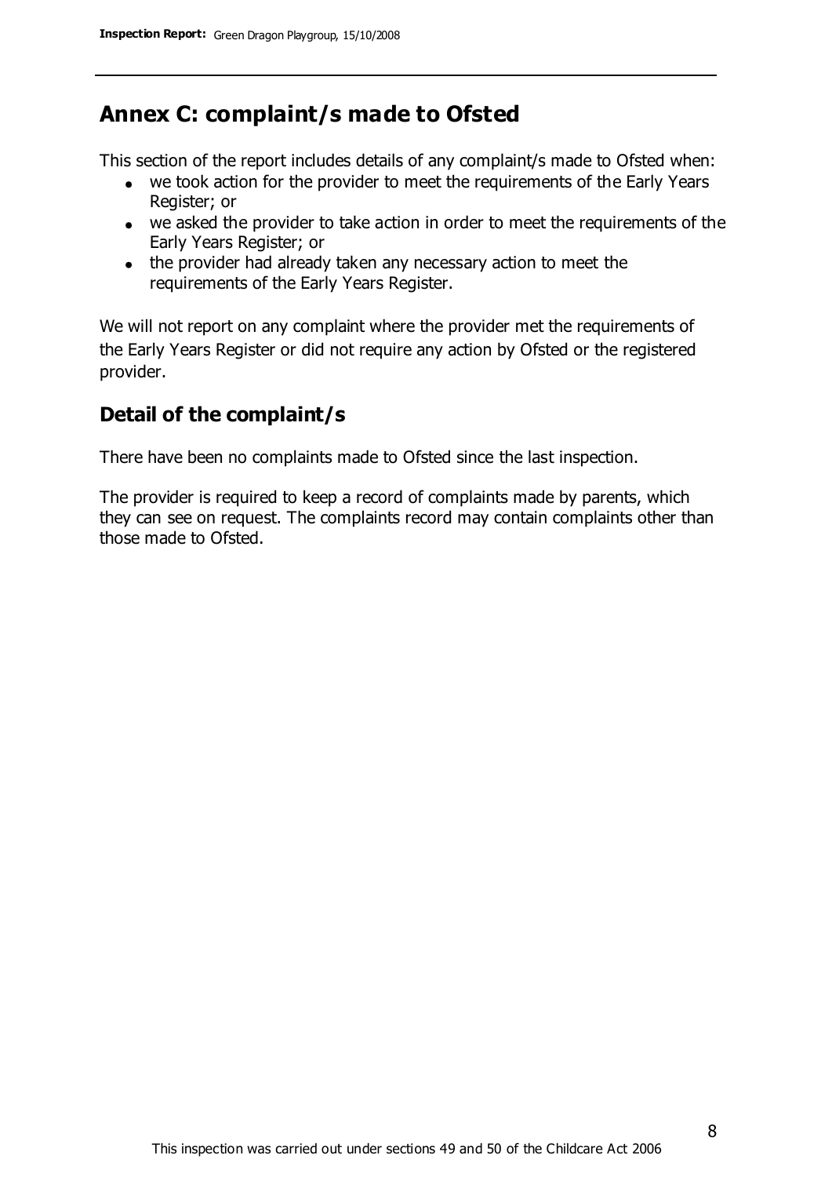## Annex C: complaint/s made to Ofsted

This section of the report includes details of any complaint/s made to Ofsted when:

- we took action for the provider to meet the requirements of the Early Years Register; or
- we asked the provider to take action in order to meet the requirements of the Early Years Register; or
- the provider had already taken any necessary action to meet the requirements of the Early Years Register.

We will not report on any complaint where the provider met the requirements of the Early Years Register or did not require any action by Ofsted or the registered provider.

### Detail of the complaint/s

There have been no complaints made to Ofsted since the last inspection.

The provider is required to keep a record of complaints made by parents, which they can see on request. The complaints record may contain complaints other than those made to Ofsted.